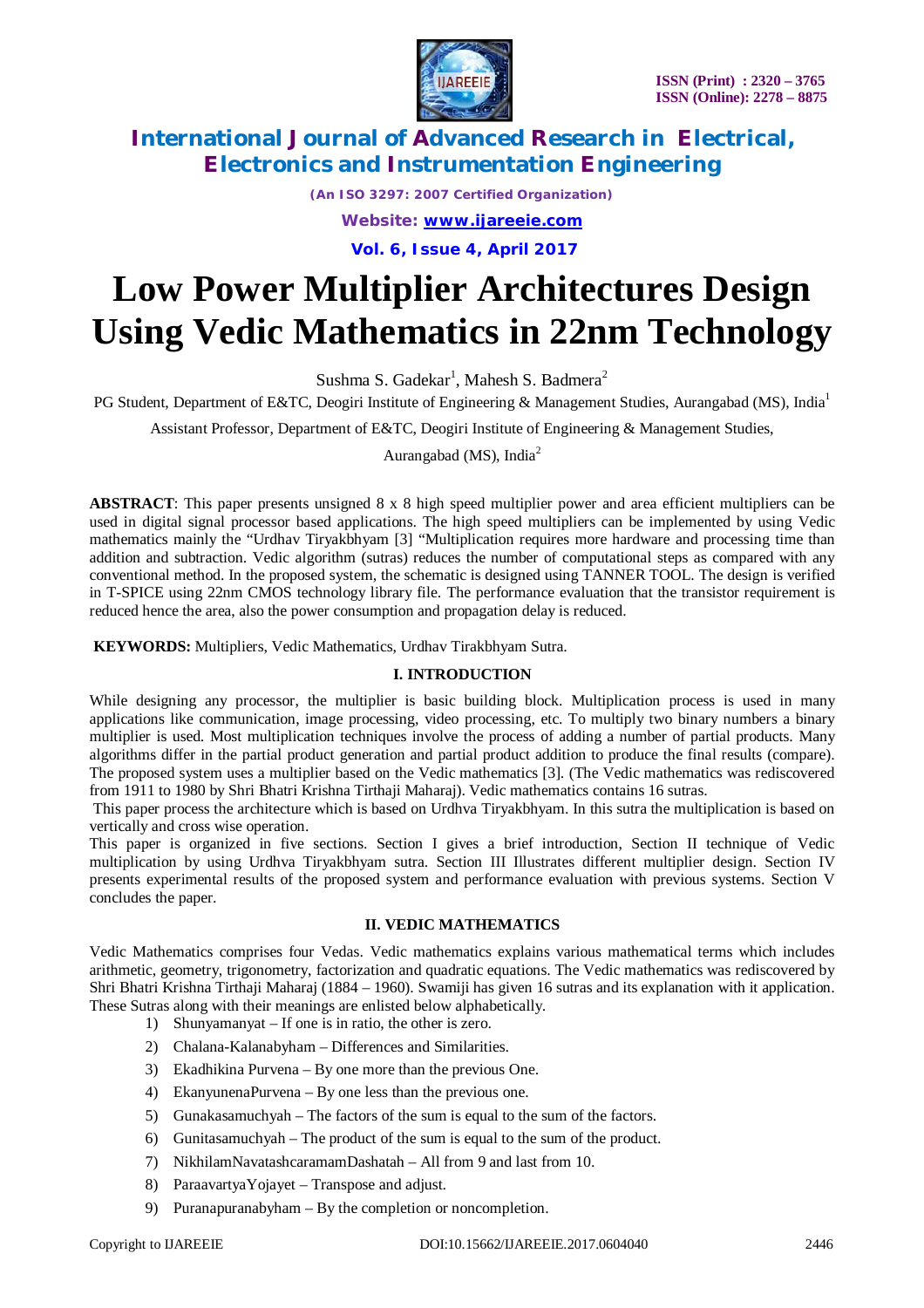# Low Power Multiplier Architectures Design Using Vedic Mathematics in 22nm Technology

Sushma S. Gadekar[1], Mahesh S. Badmera[2]

PG Student, Department of E&TC, Deogiri Institute of Engineering & Management Studies, Aurangabad (MS), India[1]

Assistant Professor, Department of E&TC, Deogiri Institute of Engineering & Management Studies, Aurangabad (MS), India[2]

**ABSTRACT**: This paper presents unsigned 8 x 8 high speed multiplier power and area efficient multipliers can be used in digital signal processor based applications. The high speed multipliers can be implemented by using Vedic mathematics mainly the "Urdhav Tiryakbhyam [3] "Multiplication requires more hardware and processing time than addition and subtraction. Vedic algorithm (sutras) reduces the number of computational steps as compared with any conventional method. In the proposed system, the schematic is designed using TANNER TOOL. The design is verified in T-SPICE using 22nm CMOS technology library file. The performance evaluation that the transistor requirement is reduced hence the area, also the power consumption and propagation delay is reduced.

**KEYWORDS:** Multipliers, Vedic Mathematics, Urdhav Tirakbhyam Sutra.

## I. INTRODUCTION

While designing any processor, the multiplier is basic building block. Multiplication process is used in many applications like communication, image processing, video processing, etc. To multiply two binary numbers a binary multiplier is used. Most multiplication techniques involve the process of adding a number of partial products. Many algorithms differ in the partial product generation and partial product addition to produce the final results (compare). The proposed system uses a multiplier based on the Vedic mathematics [3]. (The Vedic mathematics was rediscovered from 1911 to 1980 by Shri Bhatri Krishna Tirthaji Maharaj). Vedic mathematics contains 16 sutras.

This paper process the architecture which is based on Urdhva Tiryakbhyam. In this sutra the multiplication is based on vertically and cross wise operation.

This paper is organized in five sections. Section I gives a brief introduction, Section II technique of Vedic multiplication by using Urdhva Tiryakbhyam sutra. Section III Illustrates different multiplier design. Section IV presents experimental results of the proposed system and performance evaluation with previous systems. Section V concludes the paper.

## II. VEDIC MATHEMATICS

Vedic Mathematics comprises four Vedas. Vedic mathematics explains various mathematical terms which includes arithmetic, geometry, trigonometry, factorization and quadratic equations. The Vedic mathematics was rediscovered by Shri Bhatri Krishna Tirthaji Maharaj (1884 – 1960). Swamiji has given 16 sutras and its explanation with it application. These Sutras along with their meanings are enlisted below alphabetically.

1) Shunyamanyat – If one is in ratio, the other is zero.
2) Chalana-Kalanabyham – Differences and Similarities.
3) Ekadhikina Purvena – By one more than the previous One.
4) EkanyunenaPurvena – By one less than the previous one.
5) Gunakasamuchyah – The factors of the sum is equal to the sum of the factors.
6) Gunitasamuchyah – The product of the sum is equal to the sum of the product.
7) NikhilamNavatashcaramamDashatah – All from 9 and last from 10.
8) ParaavartyaYojayet – Transpose and adjust.
9) Puranapuranabyham – By the completion or noncompletion.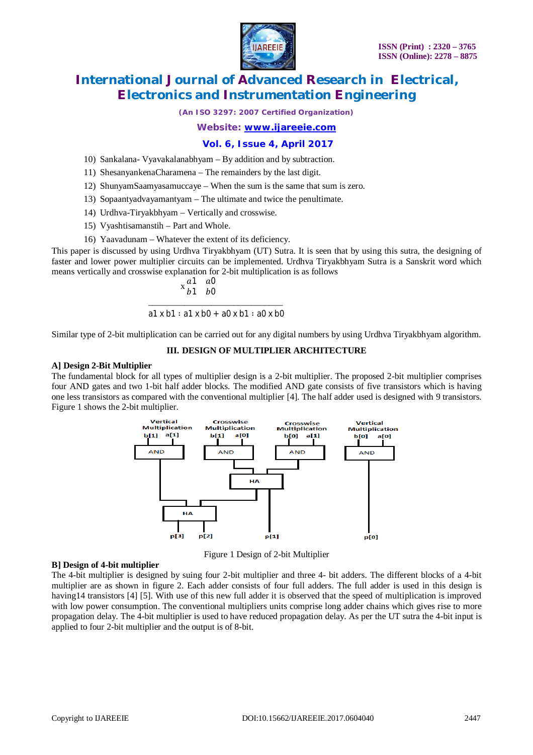10) Sankalana- Vyavakalanabhyam – By addition and by subtraction.
11) ShesanyankenaCharamena – The remainders by the last digit.
12) ShunyamSaamyasamuccaye – When the sum is the same that sum is zero.
13) Sopaantyadvayamantyam – The ultimate and twice the penultimate.
14) Urdhva-Tiryakbhyam – Vertically and crosswise.
15) Vyashtisamanstih – Part and Whole.
16) Yaavadunam – Whatever the extent of its deficiency.

This paper is discussed by using Urdhva Tiryakbhyam (UT) Sutra. It is seen that by using this sutra, the designing of faster and lower power multiplier circuits can be implemented. Urdhva Tiryakbhyam Sutra is a Sanskrit word which means vertically and crosswise explanation for 2-bit multiplication is as follows

$$\begin{array}{rcc} & a1 & a0 \\ \times & b1 & b0 \\ \hline \end{array}$$

a1 x b1 : a1 x b0 + a0 x b1 : a0 x b0

Similar type of 2-bit multiplication can be carried out for any digital numbers by using Urdhva Tiryakbhyam algorithm.

## III. DESIGN OF MULTIPLIER ARCHITECTURE

### A] Design 2-Bit Multiplier

The fundamental block for all types of multiplier design is a 2-bit multiplier. The proposed 2-bit multiplier comprises four AND gates and two 1-bit half adder blocks. The modified AND gate consists of five transistors which is having one less transistors as compared with the conventional multiplier [4]. The half adder used is designed with 9 transistors. Figure 1 shows the 2-bit multiplier.

Figure 1 Design of 2-bit Multiplier

### B] Design of 4-bit multiplier

The 4-bit multiplier is designed by suing four 2-bit multiplier and three 4- bit adders. The different blocks of a 4-bit multiplier are as shown in figure 2. Each adder consists of four full adders. The full adder is used in this design is having14 transistors [4] [5]. With use of this new full adder it is observed that the speed of multiplication is improved with low power consumption. The conventional multipliers units comprise long adder chains which gives rise to more propagation delay. The 4-bit multiplier is used to have reduced propagation delay. As per the UT sutra the 4-bit input is applied to four 2-bit multiplier and the output is of 8-bit.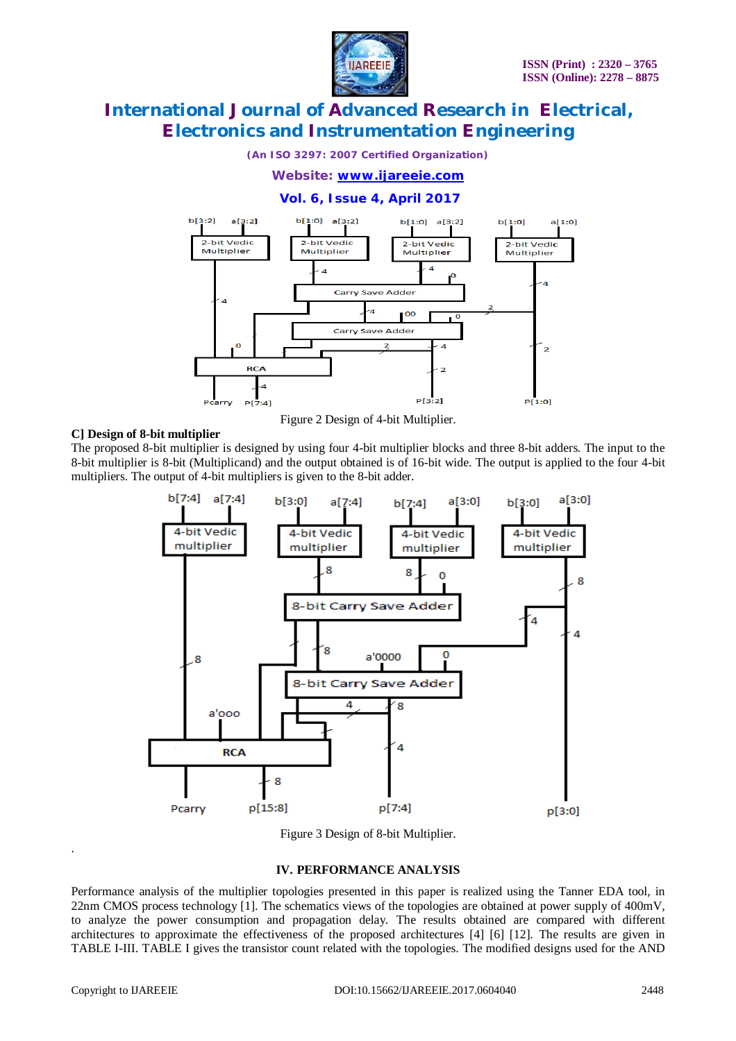Figure 2 Design of 4-bit Multiplier.

**C] Design of 8-bit multiplier**

The proposed 8-bit multiplier is designed by using four 4-bit multiplier blocks and three 8-bit adders. The input to the 8-bit multiplier is 8-bit (Multiplicand) and the output obtained is of 16-bit wide. The output is applied to the four 4-bit multipliers. The output of 4-bit multipliers is given to the 8-bit adder.

Figure 3 Design of 8-bit Multiplier.

## IV. PERFORMANCE ANALYSIS

Performance analysis of the multiplier topologies presented in this paper is realized using the Tanner EDA tool, in 22nm CMOS process technology [1]. The schematics views of the topologies are obtained at power supply of 400mV, to analyze the power consumption and propagation delay. The results obtained are compared with different architectures to approximate the effectiveness of the proposed architectures [4] [6] [12]. The results are given in TABLE I-III. TABLE I gives the transistor count related with the topologies. The modified designs used for the AND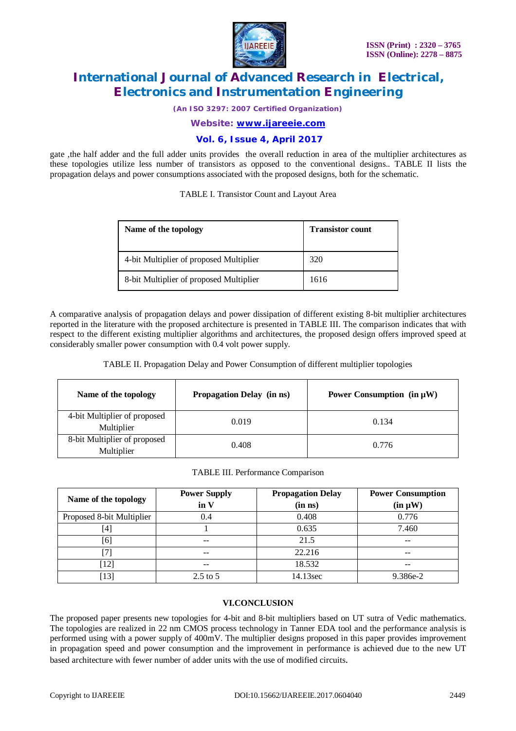gate ,the half adder and the full adder units provides the overall reduction in area of the multiplier architectures as these topologies utilize less number of transistors as opposed to the conventional designs.. TABLE II lists the propagation delays and power consumptions associated with the proposed designs, both for the schematic.

TABLE I. Transistor Count and Layout Area

| Name of the topology | Transistor count |
|---|---|
| 4-bit Multiplier of proposed Multiplier | 320 |
| 8-bit Multiplier of proposed Multiplier | 1616 |

A comparative analysis of propagation delays and power dissipation of different existing 8-bit multiplier architectures reported in the literature with the proposed architecture is presented in TABLE III. The comparison indicates that with respect to the different existing multiplier algorithms and architectures, the proposed design offers improved speed at considerably smaller power consumption with 0.4 volt power supply.

TABLE II. Propagation Delay and Power Consumption of different multiplier topologies

| Name of the topology | Propagation Delay (in ns) | Power Consumption (in μW) |
|---|---|---|
| 4-bit Multiplier of proposed Multiplier | 0.019 | 0.134 |
| 8-bit Multiplier of proposed Multiplier | 0.408 | 0.776 |

TABLE III. Performance Comparison

| Name of the topology | Power Supply in V | Propagation Delay (in ns) | Power Consumption (in μW) |
|---|---|---|---|
| Proposed 8-bit Multiplier | 0.4 | 0.408 | 0.776 |
| [4] | 1 | 0.635 | 7.460 |
| [6] | -- | 21.5 | -- |
| [7] | -- | 22.216 | -- |
| [12] | -- | 18.532 | -- |
| [13] | 2.5 to 5 | 14.13sec | 9.386e-2 |

## VI.CONCLUSION

The proposed paper presents new topologies for 4-bit and 8-bit multipliers based on UT sutra of Vedic mathematics. The topologies are realized in 22 nm CMOS process technology in Tanner EDA tool and the performance analysis is performed using with a power supply of 400mV. The multiplier designs proposed in this paper provides improvement in propagation speed and power consumption and the improvement in performance is achieved due to the new UT based architecture with fewer number of adder units with the use of modified circuits.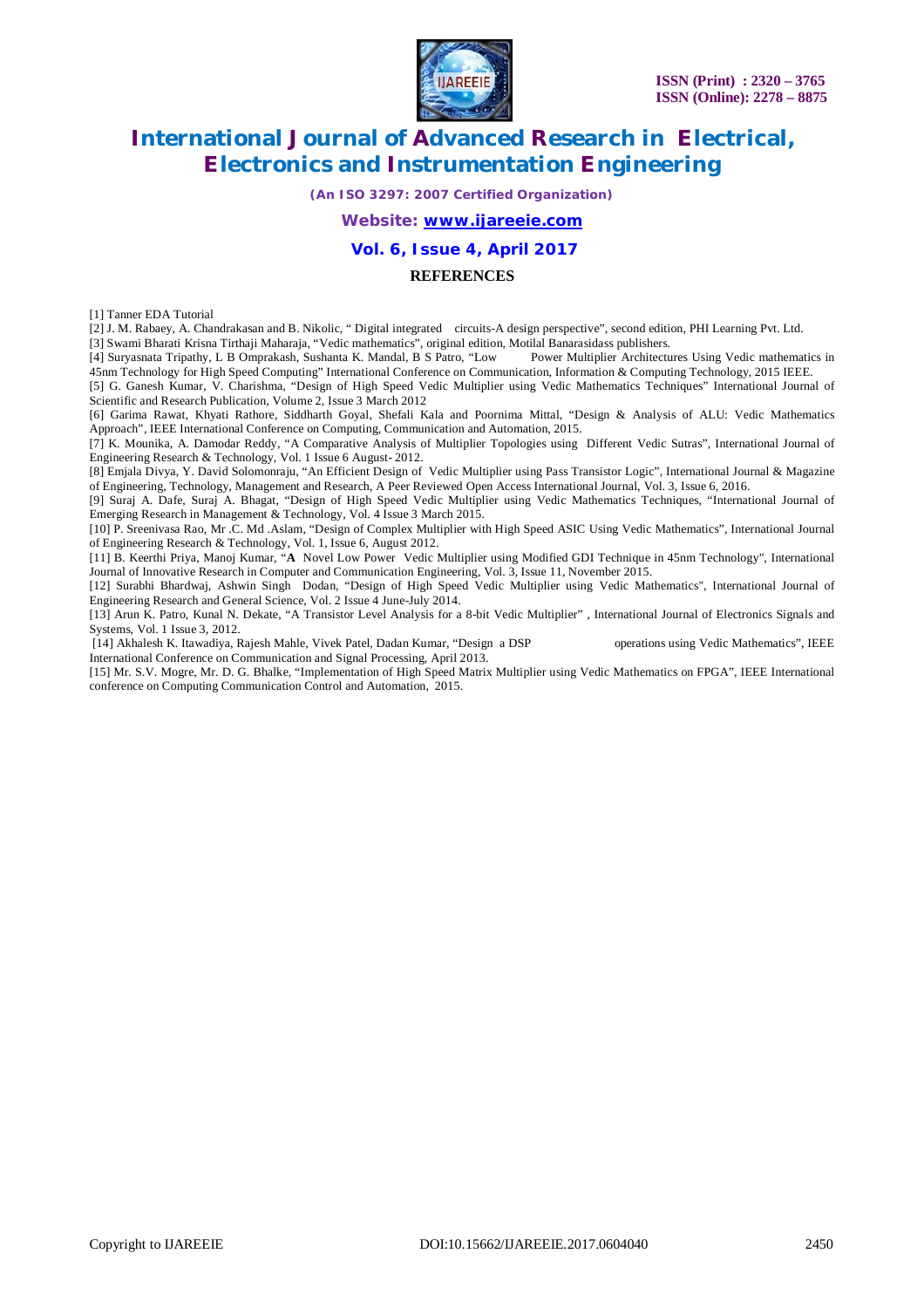## REFERENCES

[1] Tanner EDA Tutorial

[2] J. M. Rabaey, A. Chandrakasan and B. Nikolic, " Digital integrated circuits-A design perspective", second edition, PHI Learning Pvt. Ltd.

[3] Swami Bharati Krisna Tirthaji Maharaja, "Vedic mathematics", original edition, Motilal Banarasidass publishers.

[4] Suryasnata Tripathy, L B Omprakash, Sushanta K. Mandal, B S Patro, "Low Power Multiplier Architectures Using Vedic mathematics in 45nm Technology for High Speed Computing" International Conference on Communication, Information & Computing Technology, 2015 IEEE.

[5] G. Ganesh Kumar, V. Charishma, "Design of High Speed Vedic Multiplier using Vedic Mathematics Techniques" International Journal of Scientific and Research Publication, Volume 2, Issue 3 March 2012

[6] Garima Rawat, Khyati Rathore, Siddharth Goyal, Shefali Kala and Poornima Mittal, "Design & Analysis of ALU: Vedic Mathematics Approach", IEEE International Conference on Computing, Communication and Automation, 2015.

[7] K. Mounika, A. Damodar Reddy, "A Comparative Analysis of Multiplier Topologies using Different Vedic Sutras", International Journal of Engineering Research & Technology, Vol. 1 Issue 6 August- 2012.

[8] Emjala Divya, Y. David Solomonraju, "An Efficient Design of Vedic Multiplier using Pass Transistor Logic", International Journal & Magazine of Engineering, Technology, Management and Research, A Peer Reviewed Open Access International Journal, Vol. 3, Issue 6, 2016.

[9] Suraj A. Dafe, Suraj A. Bhagat, "Design of High Speed Vedic Multiplier using Vedic Mathematics Techniques, "International Journal of Emerging Research in Management & Technology, Vol. 4 Issue 3 March 2015.

[10] P. Sreenivasa Rao, Mr .C. Md .Aslam, "Design of Complex Multiplier with High Speed ASIC Using Vedic Mathematics", International Journal of Engineering Research & Technology, Vol. 1, Issue 6, August 2012.

[11] B. Keerthi Priya, Manoj Kumar, "**A** Novel Low Power Vedic Multiplier using Modified GDI Technique in 45nm Technology", International Journal of Innovative Research in Computer and Communication Engineering, Vol. 3, Issue 11, November 2015.

[12] Surabhi Bhardwaj, Ashwin Singh Dodan, "Design of High Speed Vedic Multiplier using Vedic Mathematics", International Journal of Engineering Research and General Science, Vol. 2 Issue 4 June-July 2014.

[13] Arun K. Patro, Kunal N. Dekate, "A Transistor Level Analysis for a 8-bit Vedic Multiplier" , International Journal of Electronics Signals and Systems, Vol. 1 Issue 3, 2012.

[14] Akhalesh K. Itawadiya, Rajesh Mahle, Vivek Patel, Dadan Kumar, "Design a DSP operations using Vedic Mathematics", IEEE International Conference on Communication and Signal Processing, April 2013.

[15] Mr. S.V. Mogre, Mr. D. G. Bhalke, "Implementation of High Speed Matrix Multiplier using Vedic Mathematics on FPGA", IEEE International conference on Computing Communication Control and Automation, 2015.